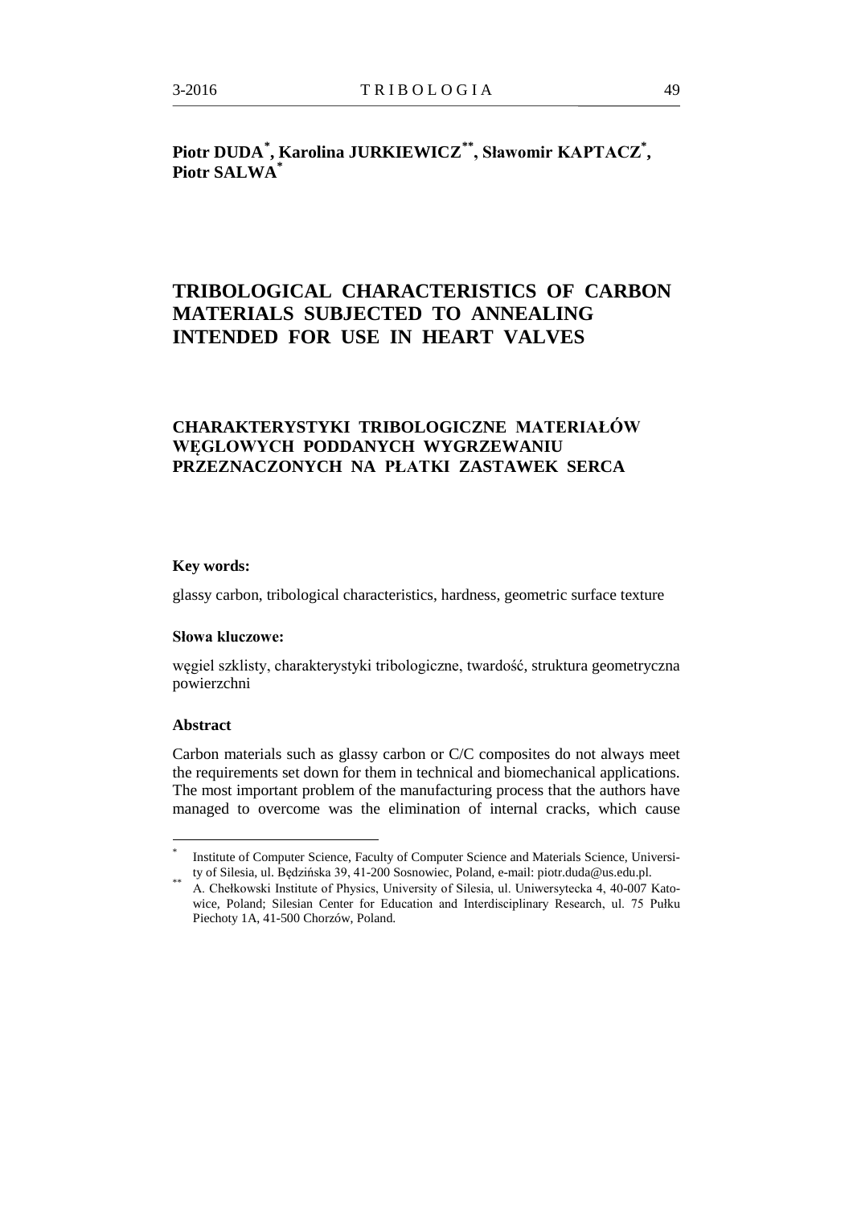**Piotr DUDA[*], Karolina JURKIEWICZ[**], Sławomir KAPTACZ[*], Piotr SALWA[*]**

# TRIBOLOGICAL CHARACTERISTICS OF CARBON MATERIALS SUBJECTED TO ANNEALING INTENDED FOR USE IN HEART VALVES

## CHARAKTERYSTYKI TRIBOLOGICZNE MATERIAŁÓW WĘGLOWYCH PODDANYCH WYGRZEWANIU PRZEZNACZONYCH NA PŁATKI ZASTAWEK SERCA

**Key words:**

glassy carbon, tribological characteristics, hardness, geometric surface texture

**Słowa kluczowe:**

węgiel szklisty, charakterystyki tribologiczne, twardość, struktura geometryczna powierzchni

**Abstract**

Carbon materials such as glassy carbon or C/C composites do not always meet the requirements set down for them in technical and biomechanical applications. The most important problem of the manufacturing process that the authors have managed to overcome was the elimination of internal cracks, which cause

---

[*] Institute of Computer Science, Faculty of Computer Science and Materials Science, University of Silesia, ul. Będzińska 39, 41-200 Sosnowiec, Poland, e-mail: piotr.duda@us.edu.pl.

[**] A. Chełkowski Institute of Physics, University of Silesia, ul. Uniwersytecka 4, 40-007 Katowice, Poland; Silesian Center for Education and Interdisciplinary Research, ul. 75 Pułku Piechoty 1A, 41-500 Chorzów, Poland.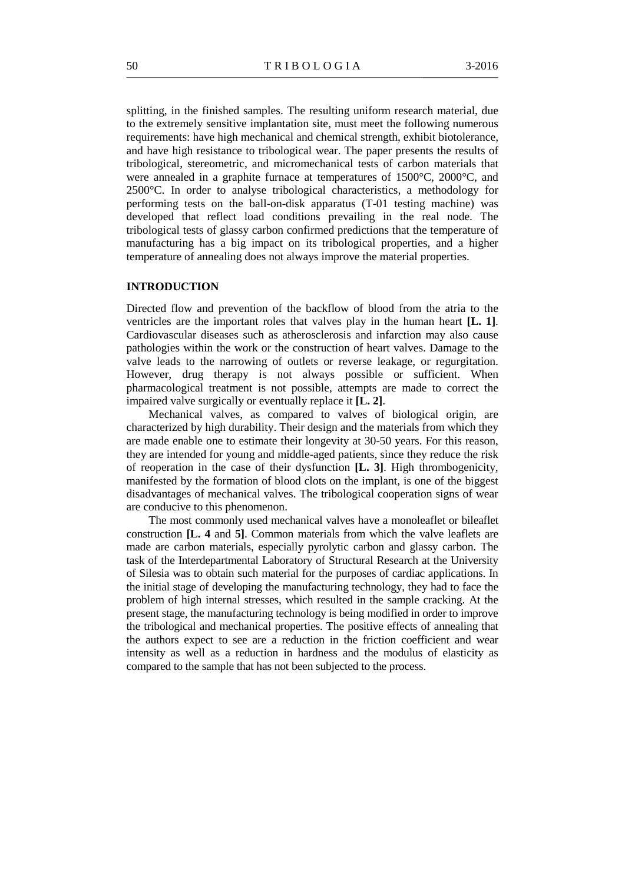splitting, in the finished samples. The resulting uniform research material, due to the extremely sensitive implantation site, must meet the following numerous requirements: have high mechanical and chemical strength, exhibit biotolerance, and have high resistance to tribological wear. The paper presents the results of tribological, stereometric, and micromechanical tests of carbon materials that were annealed in a graphite furnace at temperatures of 1500°C, 2000°C, and 2500°C. In order to analyse tribological characteristics, a methodology for performing tests on the ball-on-disk apparatus (T-01 testing machine) was developed that reflect load conditions prevailing in the real node. The tribological tests of glassy carbon confirmed predictions that the temperature of manufacturing has a big impact on its tribological properties, and a higher temperature of annealing does not always improve the material properties.

## INTRODUCTION

Directed flow and prevention of the backflow of blood from the atria to the ventricles are the important roles that valves play in the human heart **[L. 1]**. Cardiovascular diseases such as atherosclerosis and infarction may also cause pathologies within the work or the construction of heart valves. Damage to the valve leads to the narrowing of outlets or reverse leakage, or regurgitation. However, drug therapy is not always possible or sufficient. When pharmacological treatment is not possible, attempts are made to correct the impaired valve surgically or eventually replace it **[L. 2]**.

Mechanical valves, as compared to valves of biological origin, are characterized by high durability. Their design and the materials from which they are made enable one to estimate their longevity at 30-50 years. For this reason, they are intended for young and middle-aged patients, since they reduce the risk of reoperation in the case of their dysfunction **[L. 3]**. High thrombogenicity, manifested by the formation of blood clots on the implant, is one of the biggest disadvantages of mechanical valves. The tribological cooperation signs of wear are conducive to this phenomenon.

The most commonly used mechanical valves have a monoleaflet or bileaflet construction **[L. 4** and **5]**. Common materials from which the valve leaflets are made are carbon materials, especially pyrolytic carbon and glassy carbon. The task of the Interdepartmental Laboratory of Structural Research at the University of Silesia was to obtain such material for the purposes of cardiac applications. In the initial stage of developing the manufacturing technology, they had to face the problem of high internal stresses, which resulted in the sample cracking. At the present stage, the manufacturing technology is being modified in order to improve the tribological and mechanical properties. The positive effects of annealing that the authors expect to see are a reduction in the friction coefficient and wear intensity as well as a reduction in hardness and the modulus of elasticity as compared to the sample that has not been subjected to the process.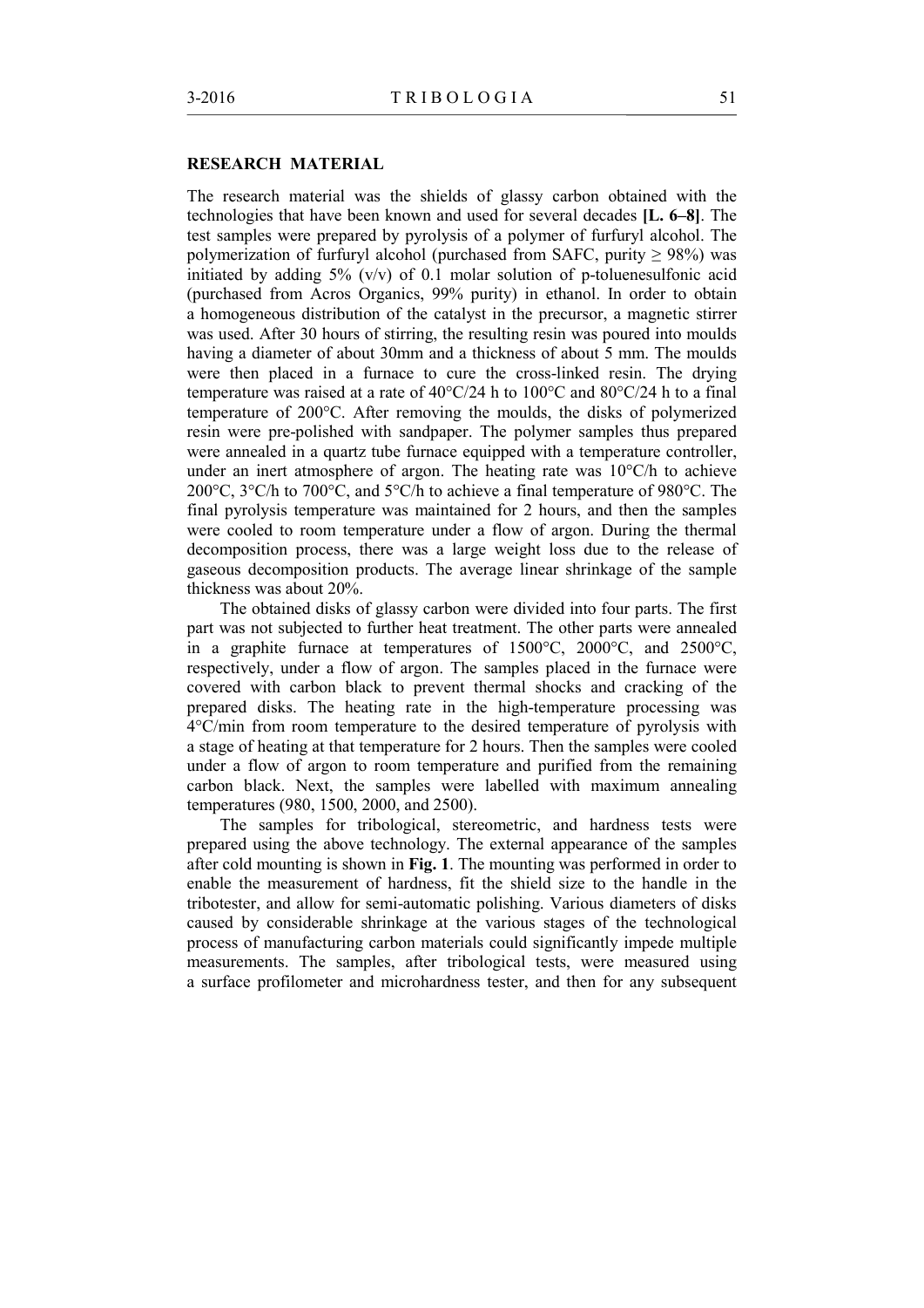## RESEARCH MATERIAL

The research material was the shields of glassy carbon obtained with the technologies that have been known and used for several decades **[L. 6–8]**. The test samples were prepared by pyrolysis of a polymer of furfuryl alcohol. The polymerization of furfuryl alcohol (purchased from SAFC, purity ≥ 98%) was initiated by adding 5% (v/v) of 0.1 molar solution of p-toluenesulfonic acid (purchased from Acros Organics, 99% purity) in ethanol. In order to obtain a homogeneous distribution of the catalyst in the precursor, a magnetic stirrer was used. After 30 hours of stirring, the resulting resin was poured into moulds having a diameter of about 30mm and a thickness of about 5 mm. The moulds were then placed in a furnace to cure the cross-linked resin. The drying temperature was raised at a rate of 40°C/24 h to 100°C and 80°C/24 h to a final temperature of 200°C. After removing the moulds, the disks of polymerized resin were pre-polished with sandpaper. The polymer samples thus prepared were annealed in a quartz tube furnace equipped with a temperature controller, under an inert atmosphere of argon. The heating rate was 10°C/h to achieve 200°C, 3°C/h to 700°C, and 5°C/h to achieve a final temperature of 980°C. The final pyrolysis temperature was maintained for 2 hours, and then the samples were cooled to room temperature under a flow of argon. During the thermal decomposition process, there was a large weight loss due to the release of gaseous decomposition products. The average linear shrinkage of the sample thickness was about 20%.

The obtained disks of glassy carbon were divided into four parts. The first part was not subjected to further heat treatment. The other parts were annealed in a graphite furnace at temperatures of 1500°C, 2000°C, and 2500°C, respectively, under a flow of argon. The samples placed in the furnace were covered with carbon black to prevent thermal shocks and cracking of the prepared disks. The heating rate in the high-temperature processing was 4°C/min from room temperature to the desired temperature of pyrolysis with a stage of heating at that temperature for 2 hours. Then the samples were cooled under a flow of argon to room temperature and purified from the remaining carbon black. Next, the samples were labelled with maximum annealing temperatures (980, 1500, 2000, and 2500).

The samples for tribological, stereometric, and hardness tests were prepared using the above technology. The external appearance of the samples after cold mounting is shown in **Fig. 1**. The mounting was performed in order to enable the measurement of hardness, fit the shield size to the handle in the tribotester, and allow for semi-automatic polishing. Various diameters of disks caused by considerable shrinkage at the various stages of the technological process of manufacturing carbon materials could significantly impede multiple measurements. The samples, after tribological tests, were measured using a surface profilometer and microhardness tester, and then for any subsequent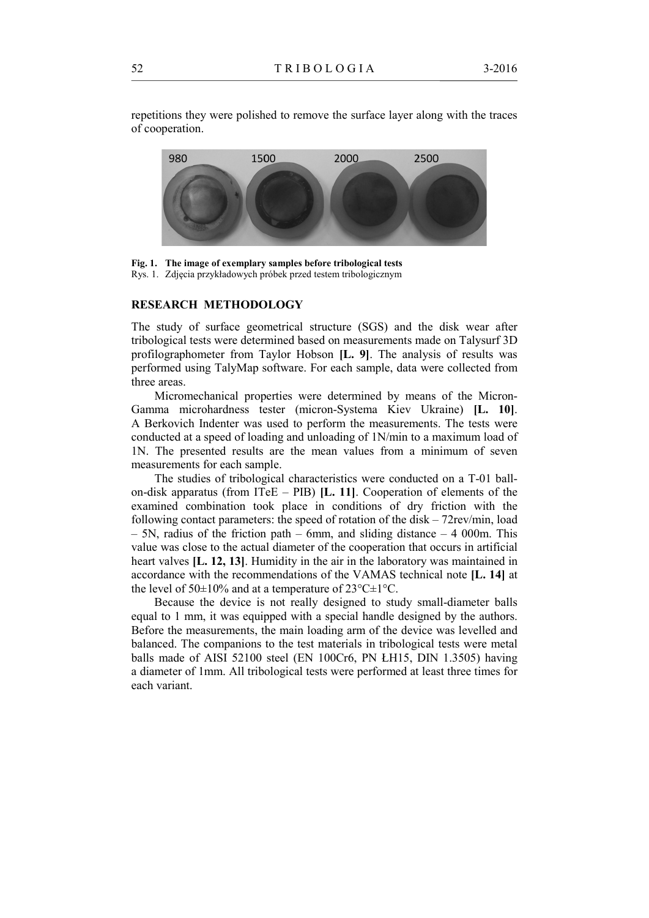repetitions they were polished to remove the surface layer along with the traces of cooperation.

**Fig. 1. The image of exemplary samples before tribological tests**
Rys. 1. Zdjęcia przykładowych próbek przed testem tribologicznym

## RESEARCH METHODOLOGY

The study of surface geometrical structure (SGS) and the disk wear after tribological tests were determined based on measurements made on Talysurf 3D profilographometer from Taylor Hobson **[L. 9]**. The analysis of results was performed using TalyMap software. For each sample, data were collected from three areas.

Micromechanical properties were determined by means of the Micron-Gamma microhardness tester (micron-Systema Kiev Ukraine) **[L. 10]**. A Berkovich Indenter was used to perform the measurements. The tests were conducted at a speed of loading and unloading of 1N/min to a maximum load of 1N. The presented results are the mean values from a minimum of seven measurements for each sample.

The studies of tribological characteristics were conducted on a T-01 ball-on-disk apparatus (from ITeE – PIB) **[L. 11]**. Cooperation of elements of the examined combination took place in conditions of dry friction with the following contact parameters: the speed of rotation of the disk – 72rev/min, load – 5N, radius of the friction path – 6mm, and sliding distance – 4 000m. This value was close to the actual diameter of the cooperation that occurs in artificial heart valves **[L. 12, 13]**. Humidity in the air in the laboratory was maintained in accordance with the recommendations of the VAMAS technical note **[L. 14]** at the level of 50±10% and at a temperature of 23°C±1°C.

Because the device is not really designed to study small-diameter balls equal to 1 mm, it was equipped with a special handle designed by the authors. Before the measurements, the main loading arm of the device was levelled and balanced. The companions to the test materials in tribological tests were metal balls made of AISI 52100 steel (EN 100Cr6, PN ŁH15, DIN 1.3505) having a diameter of 1mm. All tribological tests were performed at least three times for each variant.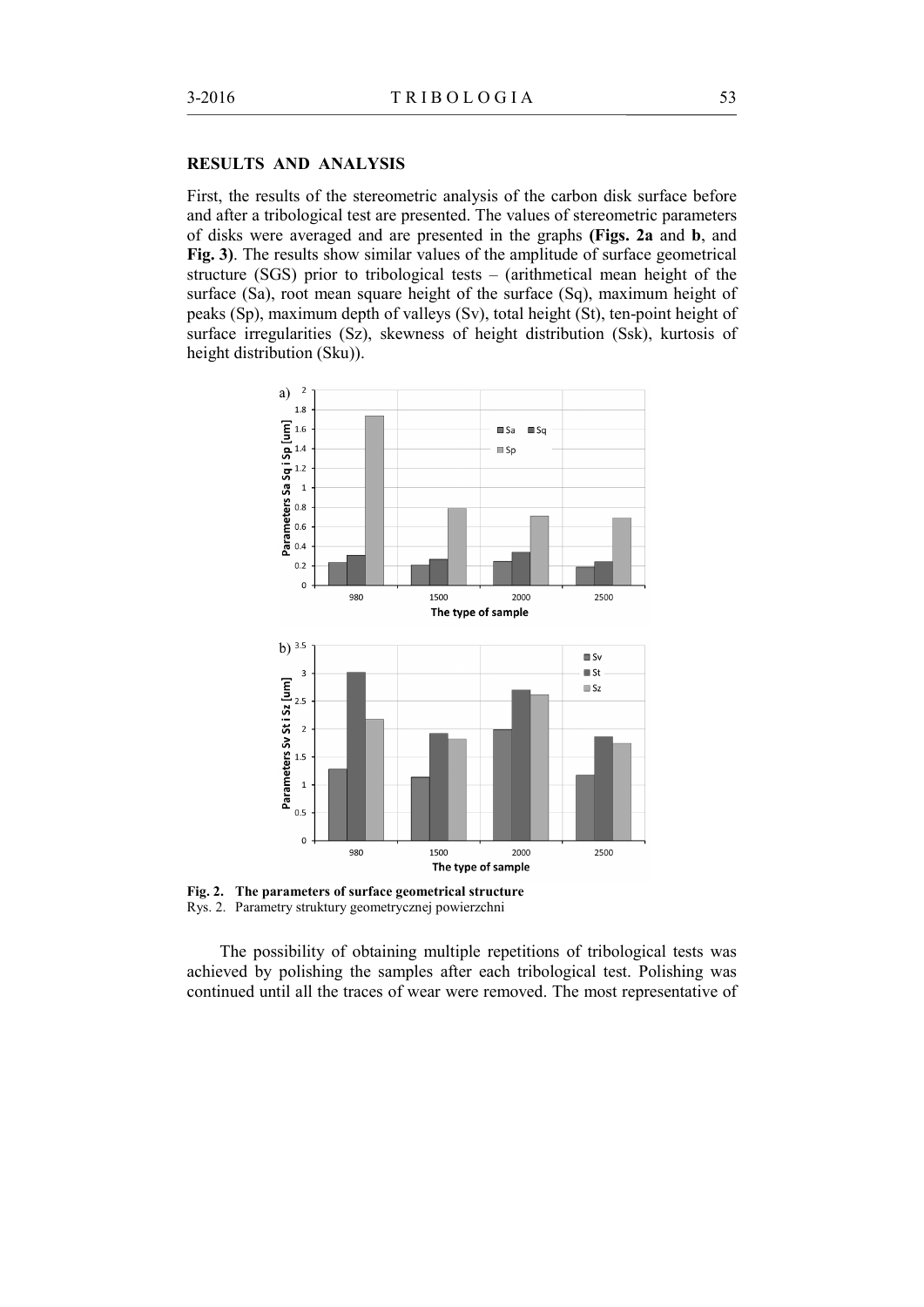## RESULTS AND ANALYSIS

First, the results of the stereometric analysis of the carbon disk surface before and after a tribological test are presented. The values of stereometric parameters of disks were averaged and are presented in the graphs **(Figs. 2a** and **b**, and **Fig. 3)**. The results show similar values of the amplitude of surface geometrical structure (SGS) prior to tribological tests – (arithmetical mean height of the surface (Sa), root mean square height of the surface (Sq), maximum height of peaks (Sp), maximum depth of valleys (Sv), total height (St), ten-point height of surface irregularities (Sz), skewness of height distribution (Ssk), kurtosis of height distribution (Sku)).

**Fig. 2. The parameters of surface geometrical structure**
Rys. 2. Parametry struktury geometrycznej powierzchni

The possibility of obtaining multiple repetitions of tribological tests was achieved by polishing the samples after each tribological test. Polishing was continued until all the traces of wear were removed. The most representative of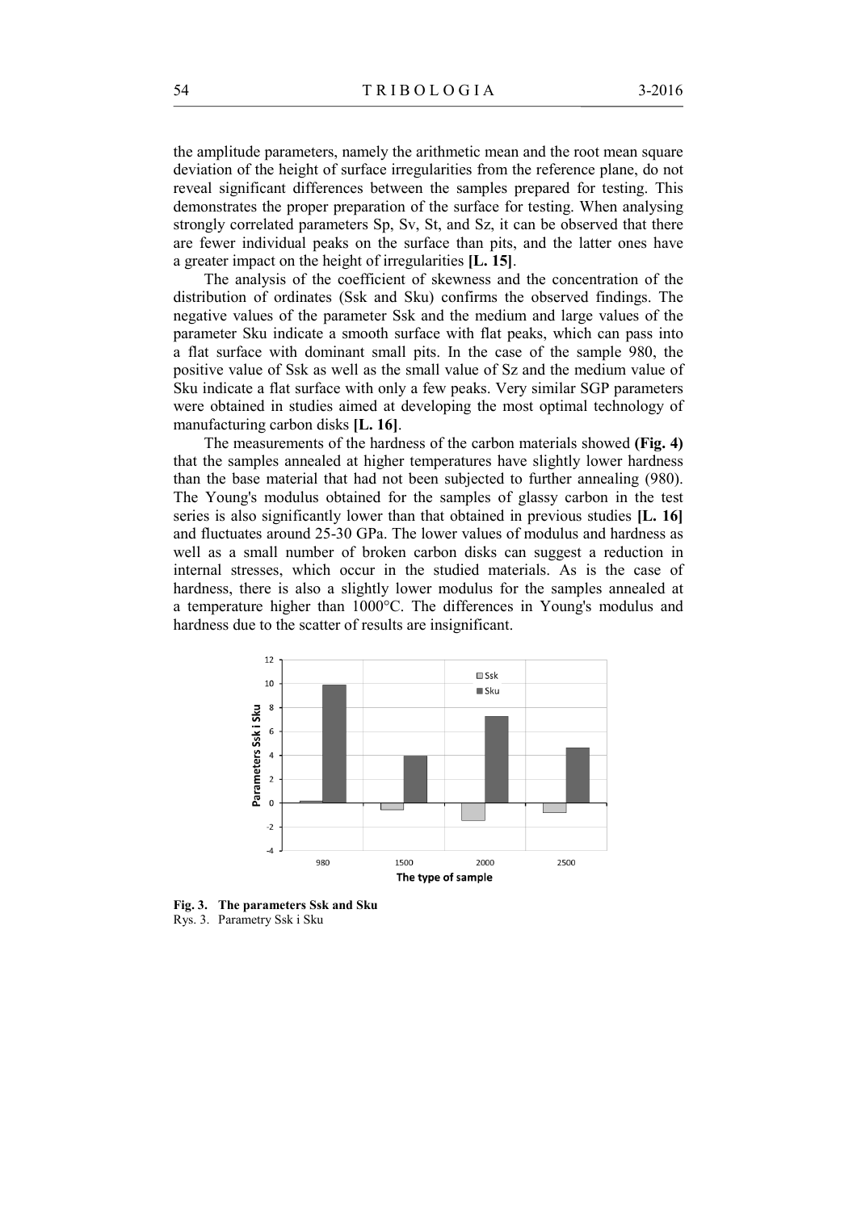the amplitude parameters, namely the arithmetic mean and the root mean square deviation of the height of surface irregularities from the reference plane, do not reveal significant differences between the samples prepared for testing. This demonstrates the proper preparation of the surface for testing. When analysing strongly correlated parameters Sp, Sv, St, and Sz, it can be observed that there are fewer individual peaks on the surface than pits, and the latter ones have a greater impact on the height of irregularities **[L. 15]**.

The analysis of the coefficient of skewness and the concentration of the distribution of ordinates (Ssk and Sku) confirms the observed findings. The negative values of the parameter Ssk and the medium and large values of the parameter Sku indicate a smooth surface with flat peaks, which can pass into a flat surface with dominant small pits. In the case of the sample 980, the positive value of Ssk as well as the small value of Sz and the medium value of Sku indicate a flat surface with only a few peaks. Very similar SGP parameters were obtained in studies aimed at developing the most optimal technology of manufacturing carbon disks **[L. 16]**.

The measurements of the hardness of the carbon materials showed **(Fig. 4)** that the samples annealed at higher temperatures have slightly lower hardness than the base material that had not been subjected to further annealing (980). The Young's modulus obtained for the samples of glassy carbon in the test series is also significantly lower than that obtained in previous studies **[L. 16]** and fluctuates around 25-30 GPa. The lower values of modulus and hardness as well as a small number of broken carbon disks can suggest a reduction in internal stresses, which occur in the studied materials. As is the case of hardness, there is also a slightly lower modulus for the samples annealed at a temperature higher than 1000°C. The differences in Young's modulus and hardness due to the scatter of results are insignificant.

**Fig. 3. The parameters Ssk and Sku**
Rys. 3. Parametry Ssk i Sku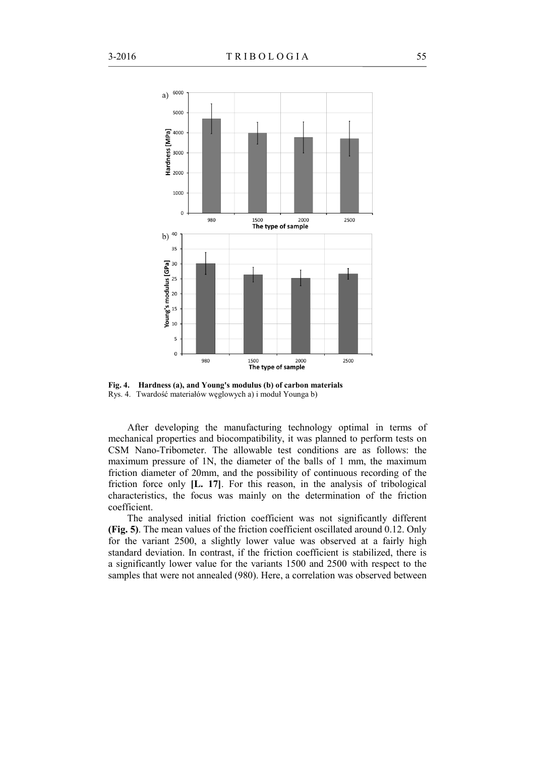**Fig. 4. Hardness (a), and Young's modulus (b) of carbon materials**
Rys. 4. Twardość materiałów węglowych a) i moduł Younga b)

After developing the manufacturing technology optimal in terms of mechanical properties and biocompatibility, it was planned to perform tests on CSM Nano-Tribometer. The allowable test conditions are as follows: the maximum pressure of 1N, the diameter of the balls of 1 mm, the maximum friction diameter of 20mm, and the possibility of continuous recording of the friction force only **[L. 17]**. For this reason, in the analysis of tribological characteristics, the focus was mainly on the determination of the friction coefficient.

The analysed initial friction coefficient was not significantly different **(Fig. 5)**. The mean values of the friction coefficient oscillated around 0.12. Only for the variant 2500, a slightly lower value was observed at a fairly high standard deviation. In contrast, if the friction coefficient is stabilized, there is a significantly lower value for the variants 1500 and 2500 with respect to the samples that were not annealed (980). Here, a correlation was observed between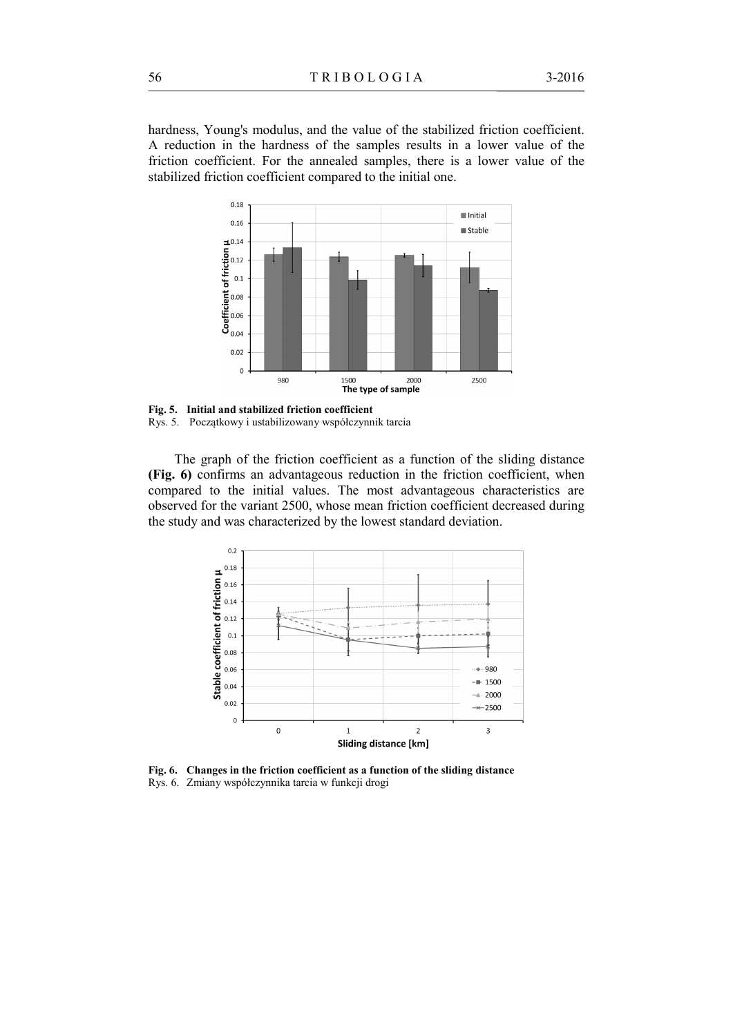hardness, Young's modulus, and the value of the stabilized friction coefficient. A reduction in the hardness of the samples results in a lower value of the friction coefficient. For the annealed samples, there is a lower value of the stabilized friction coefficient compared to the initial one.

**Fig. 5. Initial and stabilized friction coefficient**
Rys. 5. Początkowy i ustabilizowany współczynnik tarcia

The graph of the friction coefficient as a function of the sliding distance **(Fig. 6)** confirms an advantageous reduction in the friction coefficient, when compared to the initial values. The most advantageous characteristics are observed for the variant 2500, whose mean friction coefficient decreased during the study and was characterized by the lowest standard deviation.

**Fig. 6. Changes in the friction coefficient as a function of the sliding distance**
Rys. 6. Zmiany współczynnika tarcia w funkcji drogi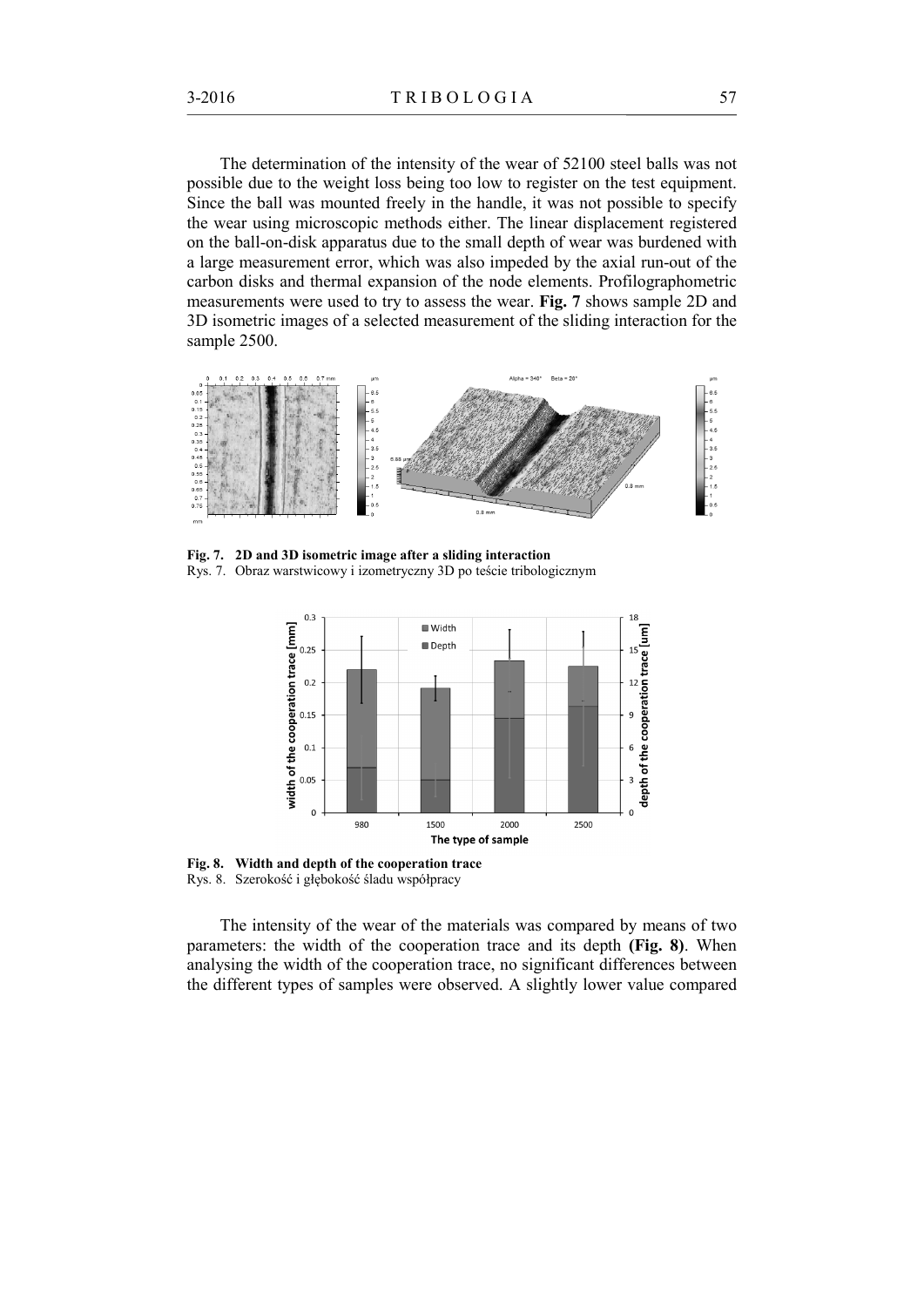The determination of the intensity of the wear of 52100 steel balls was not possible due to the weight loss being too low to register on the test equipment. Since the ball was mounted freely in the handle, it was not possible to specify the wear using microscopic methods either. The linear displacement registered on the ball-on-disk apparatus due to the small depth of wear was burdened with a large measurement error, which was also impeded by the axial run-out of the carbon disks and thermal expansion of the node elements. Profilographometric measurements were used to try to assess the wear. **Fig. 7** shows sample 2D and 3D isometric images of a selected measurement of the sliding interaction for the sample 2500.

**Fig. 7. 2D and 3D isometric image after a sliding interaction**
Rys. 7. Obraz warstwicowy i izometryczny 3D po teście tribologicznym

**Fig. 8. Width and depth of the cooperation trace**
Rys. 8. Szerokość i głębokość śladu współpracy

The intensity of the wear of the materials was compared by means of two parameters: the width of the cooperation trace and its depth **(Fig. 8)**. When analysing the width of the cooperation trace, no significant differences between the different types of samples were observed. A slightly lower value compared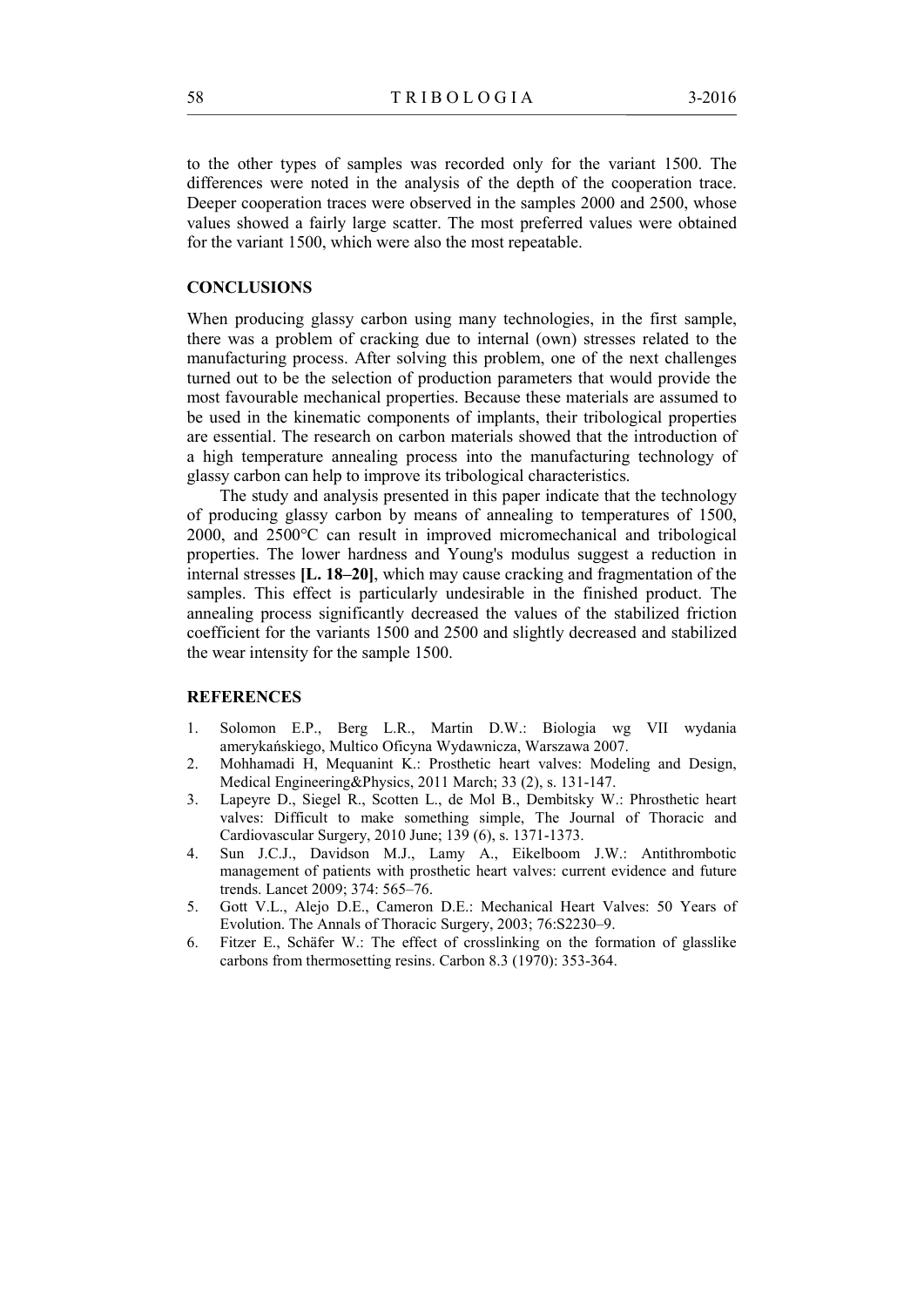to the other types of samples was recorded only for the variant 1500. The differences were noted in the analysis of the depth of the cooperation trace. Deeper cooperation traces were observed in the samples 2000 and 2500, whose values showed a fairly large scatter. The most preferred values were obtained for the variant 1500, which were also the most repeatable.

## CONCLUSIONS

When producing glassy carbon using many technologies, in the first sample, there was a problem of cracking due to internal (own) stresses related to the manufacturing process. After solving this problem, one of the next challenges turned out to be the selection of production parameters that would provide the most favourable mechanical properties. Because these materials are assumed to be used in the kinematic components of implants, their tribological properties are essential. The research on carbon materials showed that the introduction of a high temperature annealing process into the manufacturing technology of glassy carbon can help to improve its tribological characteristics.

The study and analysis presented in this paper indicate that the technology of producing glassy carbon by means of annealing to temperatures of 1500, 2000, and 2500°C can result in improved micromechanical and tribological properties. The lower hardness and Young's modulus suggest a reduction in internal stresses **[L. 18–20]**, which may cause cracking and fragmentation of the samples. This effect is particularly undesirable in the finished product. The annealing process significantly decreased the values of the stabilized friction coefficient for the variants 1500 and 2500 and slightly decreased and stabilized the wear intensity for the sample 1500.

## REFERENCES

1. Solomon E.P., Berg L.R., Martin D.W.: Biologia wg VII wydania amerykańskiego, Multico Oficyna Wydawnicza, Warszawa 2007.
2. Mohhamadi H, Mequanint K.: Prosthetic heart valves: Modeling and Design, Medical Engineering&Physics, 2011 March; 33 (2), s. 131-147.
3. Lapeyre D., Siegel R., Scotten L., de Mol B., Dembitsky W.: Phrosthetic heart valves: Difficult to make something simple, The Journal of Thoracic and Cardiovascular Surgery, 2010 June; 139 (6), s. 1371-1373.
4. Sun J.C.J., Davidson M.J., Lamy A., Eikelboom J.W.: Antithrombotic management of patients with prosthetic heart valves: current evidence and future trends. Lancet 2009; 374: 565–76.
5. Gott V.L., Alejo D.E., Cameron D.E.: Mechanical Heart Valves: 50 Years of Evolution. The Annals of Thoracic Surgery, 2003; 76:S2230–9.
6. Fitzer E., Schäfer W.: The effect of crosslinking on the formation of glasslike carbons from thermosetting resins. Carbon 8.3 (1970): 353-364.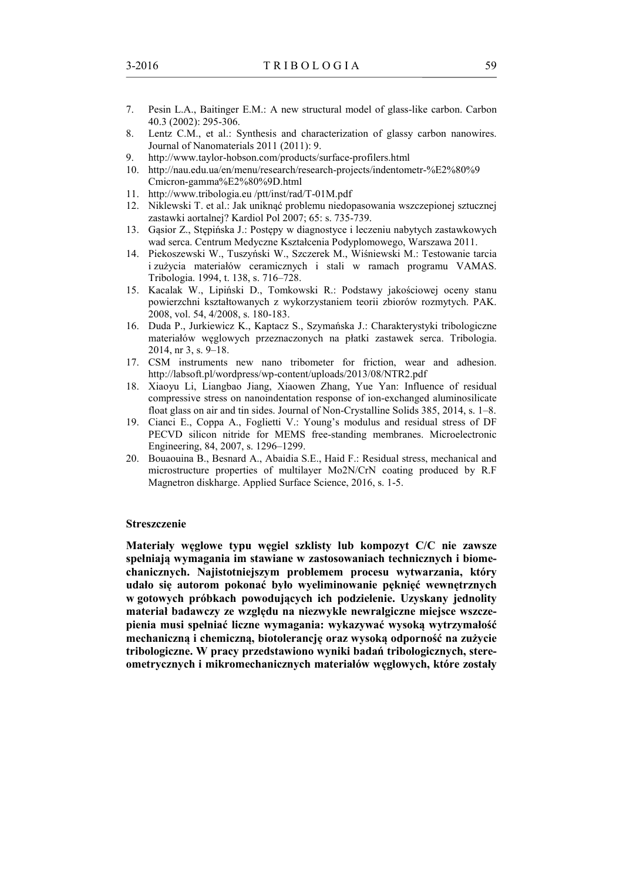7. Pesin L.A., Baitinger E.M.: A new structural model of glass-like carbon. Carbon 40.3 (2002): 295-306.
8. Lentz C.M., et al.: Synthesis and characterization of glassy carbon nanowires. Journal of Nanomaterials 2011 (2011): 9.
9. http://www.taylor-hobson.com/products/surface-profilers.html
10. http://nau.edu.ua/en/menu/research/research-projects/indentometr-%E2%80%9 Cmicron-gamma%E2%80%9D.html
11. http://www.tribologia.eu /ptt/inst/rad/T-01M.pdf
12. Niklewski T. et al.: Jak uniknąć problemu niedopasowania wszczepionej sztucznej zastawki aortalnej? Kardiol Pol 2007; 65: s. 735-739.
13. Gąsior Z., Stępińska J.: Postępy w diagnostyce i leczeniu nabytych zastawkowych wad serca. Centrum Medyczne Kształcenia Podyplomowego, Warszawa 2011.
14. Piekoszewski W., Tuszyński W., Szczerek M., Wiśniewski M.: Testowanie tarcia i zużycia materiałów ceramicznych i stali w ramach programu VAMAS. Tribologia. 1994, t. 138, s. 716–728.
15. Kacalak W., Lipiński D., Tomkowski R.: Podstawy jakościowej oceny stanu powierzchni kształtowanych z wykorzystaniem teorii zbiorów rozmytych. PAK. 2008, vol. 54, 4/2008, s. 180-183.
16. Duda P., Jurkiewicz K., Kaptacz S., Szymańska J.: Charakterystyki tribologiczne materiałów węglowych przeznaczonych na płatki zastawek serca. Tribologia. 2014, nr 3, s. 9–18.
17. CSM instruments new nano tribometer for friction, wear and adhesion. http://labsoft.pl/wordpress/wp-content/uploads/2013/08/NTR2.pdf
18. Xiaoyu Li, Liangbao Jiang, Xiaowen Zhang, Yue Yan: Influence of residual compressive stress on nanoindentation response of ion-exchanged aluminosilicate float glass on air and tin sides. Journal of Non-Crystalline Solids 385, 2014, s. 1–8.
19. Cianci E., Coppa A., Foglietti V.: Young's modulus and residual stress of DF PECVD silicon nitride for MEMS free-standing membranes. Microelectronic Engineering, 84, 2007, s. 1296–1299.
20. Bouaouina B., Besnard A., Abaidia S.E., Haid F.: Residual stress, mechanical and microstructure properties of multilayer Mo2N/CrN coating produced by R.F Magnetron diskharge. Applied Surface Science, 2016, s. 1-5.

## Streszczenie

**Materiały węglowe typu węgiel szklisty lub kompozyt C/C nie zawsze spełniają wymagania im stawiane w zastosowaniach technicznych i biomechanicznych. Najistotniejszym problemem procesu wytwarzania, który udało się autorom pokonać było wyeliminowanie pęknięć wewnętrznych w gotowych próbkach powodujących ich podzielenie. Uzyskany jednolity materiał badawczy ze względu na niezwykle newralgiczne miejsce wszczepienia musi spełniać liczne wymagania: wykazywać wysoką wytrzymałość mechaniczną i chemiczną, biotolerancję oraz wysoką odporność na zużycie tribologiczne. W pracy przedstawiono wyniki badań tribologicznych, stereometrycznych i mikromechanicznych materiałów węglowych, które zostały**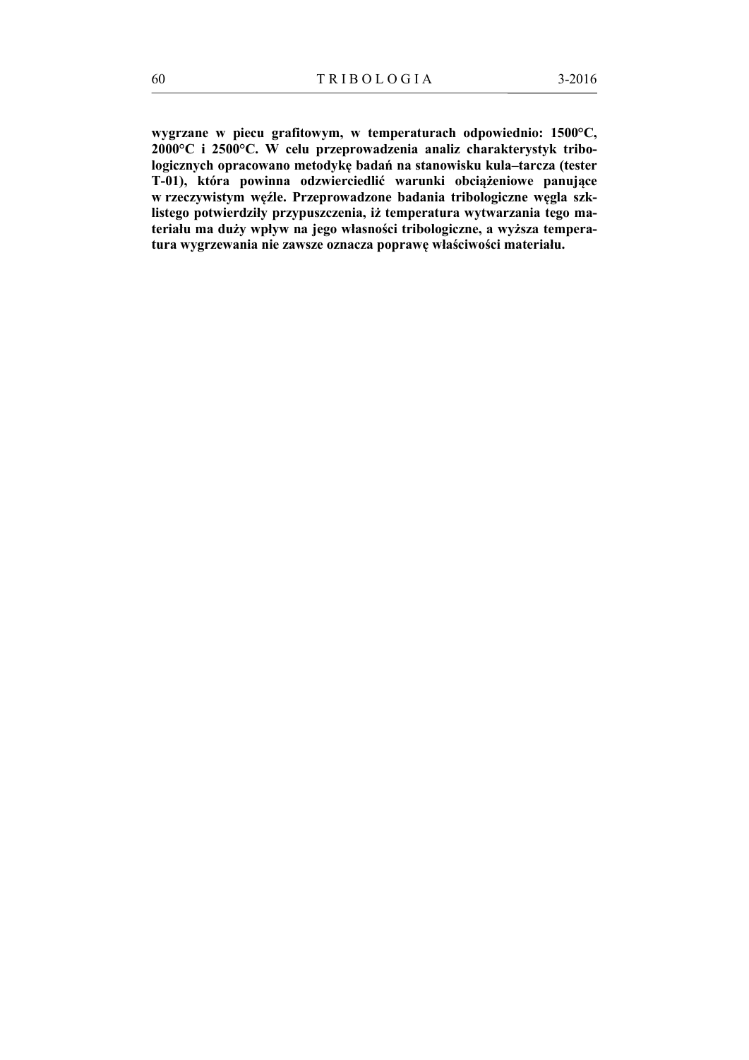**wygrzane w piecu grafitowym, w temperaturach odpowiednio: 1500°C, 2000°C i 2500°C. W celu przeprowadzenia analiz charakterystyk tribologicznych opracowano metodykę badań na stanowisku kula–tarcza (tester T-01), która powinna odzwierciedlić warunki obciążeniowe panujące w rzeczywistym węźle. Przeprowadzone badania tribologiczne węgla szklistego potwierdziły przypuszczenia, iż temperatura wytwarzania tego materiału ma duży wpływ na jego własności tribologiczne, a wyższa temperatura wygrzewania nie zawsze oznacza poprawę właściwości materiału.**